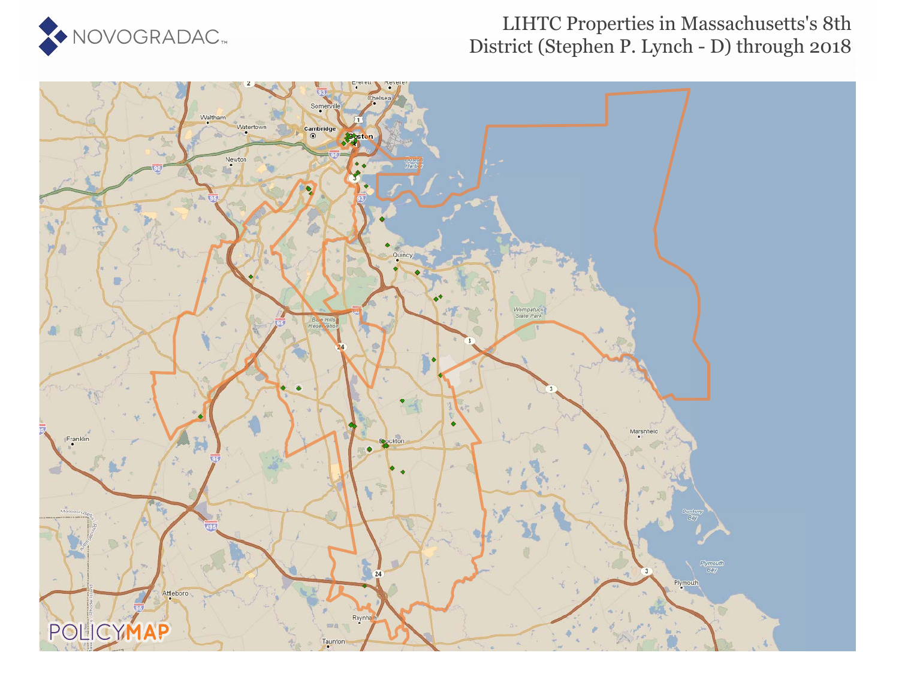NOVOGRADAC

# LIHTC Properties in Massachusetts's 8th District (Stephen P. Lynch - D) through 2018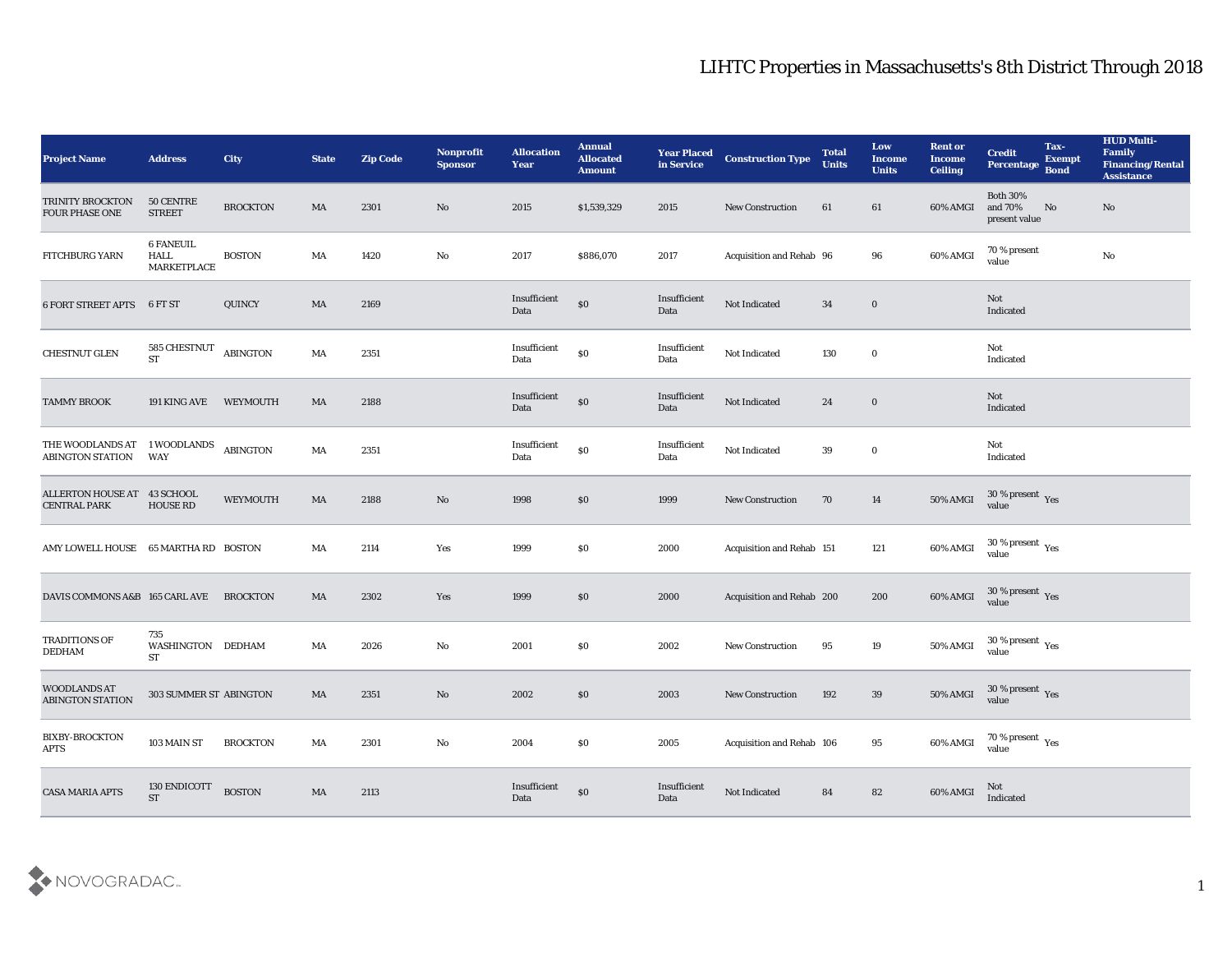# LIHTC Properties in Massachusetts's 8th District Through 2018

| Project Name | Address | City | State | Zip Code | Nonprofit Sponsor | Allocation Year | Annual Allocated Amount | Year Placed in Service | Construction Type | Total Units | Low Income Units | Rent or Income Ceiling | Credit Percentage | Tax-Exempt Bond | HUD Multi-Family Financing/Rental Assistance |
|---|---|---|---|---|---|---|---|---|---|---|---|---|---|---|---|
| TRINITY BROCKTON FOUR PHASE ONE | 50 CENTRE STREET | BROCKTON | MA | 2301 | No | 2015 | $1,539,329 | 2015 | New Construction | 61 | 61 | 60% AMGI | Both 30% and 70% present value | No | No |
| FITCHBURG YARN | 6 FANEUIL HALL MARKETPLACE | BOSTON | MA | 1420 | No | 2017 | $886,070 | 2017 | Acquisition and Rehab | 96 | 96 | 60% AMGI | 70 % present value | | No |
| 6 FORT STREET APTS | 6 FT ST | QUINCY | MA | 2169 | | Insufficient Data | $0 | Insufficient Data | Not Indicated | 34 | 0 | | Not Indicated | | |
| CHESTNUT GLEN | 585 CHESTNUT ST | ABINGTON | MA | 2351 | | Insufficient Data | $0 | Insufficient Data | Not Indicated | 130 | 0 | | Not Indicated | | |
| TAMMY BROOK | 191 KING AVE | WEYMOUTH | MA | 2188 | | Insufficient Data | $0 | Insufficient Data | Not Indicated | 24 | 0 | | Not Indicated | | |
| THE WOODLANDS AT ABINGTON STATION | 1 WOODLANDS WAY | ABINGTON | MA | 2351 | | Insufficient Data | $0 | Insufficient Data | Not Indicated | 39 | 0 | | Not Indicated | | |
| ALLERTON HOUSE AT CENTRAL PARK | 43 SCHOOL HOUSE RD | WEYMOUTH | MA | 2188 | No | 1998 | $0 | 1999 | New Construction | 70 | 14 | 50% AMGI | 30 % present value | Yes | |
| AMY LOWELL HOUSE | 65 MARTHA RD | BOSTON | MA | 2114 | Yes | 1999 | $0 | 2000 | Acquisition and Rehab | 151 | 121 | 60% AMGI | 30 % present value | Yes | |
| DAVIS COMMONS A&B | 165 CARL AVE | BROCKTON | MA | 2302 | Yes | 1999 | $0 | 2000 | Acquisition and Rehab | 200 | 200 | 60% AMGI | 30 % present value | Yes | |
| TRADITIONS OF DEDHAM | 735 WASHINGTON ST | DEDHAM | MA | 2026 | No | 2001 | $0 | 2002 | New Construction | 95 | 19 | 50% AMGI | 30 % present value | Yes | |
| WOODLANDS AT ABINGTON STATION | 303 SUMMER ST | ABINGTON | MA | 2351 | No | 2002 | $0 | 2003 | New Construction | 192 | 39 | 50% AMGI | 30 % present value | Yes | |
| BIXBY-BROCKTON APTS | 103 MAIN ST | BROCKTON | MA | 2301 | No | 2004 | $0 | 2005 | Acquisition and Rehab | 106 | 95 | 60% AMGI | 70 % present value | Yes | |
| CASA MARIA APTS | 130 ENDICOTT ST | BOSTON | MA | 2113 | | Insufficient Data | $0 | Insufficient Data | Not Indicated | 84 | 82 | 60% AMGI | Not Indicated | | |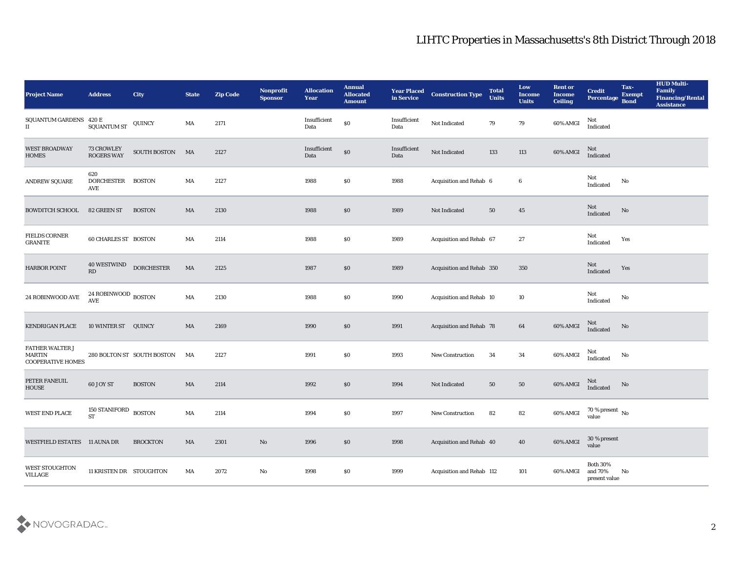# LIHTC Properties in Massachusetts's 8th District Through 2018

| Project Name | Address | City | State | Zip Code | Nonprofit Sponsor | Allocation Year | Annual Allocated Amount | Year Placed in Service | Construction Type | Total Units | Low Income Units | Rent or Income Ceiling | Credit Percentage | Tax-Exempt Bond | HUD Multi-Family Financing/Rental Assistance |
|---|---|---|---|---|---|---|---|---|---|---|---|---|---|---|---|
| SQUANTUM GARDENS II | 420 E SQUANTUM ST | QUINCY | MA | 2171 | | Insufficient Data | $0 | Insufficient Data | Not Indicated | 79 | 79 | 60% AMGI | Not Indicated | | |
| WEST BROADWAY HOMES | 73 CROWLEY ROGERS WAY | SOUTH BOSTON | MA | 2127 | | Insufficient Data | $0 | Insufficient Data | Not Indicated | 133 | 113 | 60% AMGI | Not Indicated | | |
| ANDREW SQUARE | 620 DORCHESTER AVE | BOSTON | MA | 2127 | | 1988 | $0 | 1988 | Acquisition and Rehab | 6 | 6 | | Not Indicated | No | |
| BOWDITCH SCHOOL | 82 GREEN ST | BOSTON | MA | 2130 | | 1988 | $0 | 1989 | Not Indicated | 50 | 45 | | Not Indicated | No | |
| FIELDS CORNER GRANITE | 60 CHARLES ST | BOSTON | MA | 2114 | | 1988 | $0 | 1989 | Acquisition and Rehab | 67 | 27 | | Not Indicated | Yes | |
| HARBOR POINT | 40 WESTWIND RD | DORCHESTER | MA | 2125 | | 1987 | $0 | 1989 | Acquisition and Rehab | 350 | 350 | | Not Indicated | Yes | |
| 24 ROBINWOOD AVE | 24 ROBINWOOD AVE | BOSTON | MA | 2130 | | 1988 | $0 | 1990 | Acquisition and Rehab | 10 | 10 | | Not Indicated | No | |
| KENDRIGAN PLACE | 10 WINTER ST | QUINCY | MA | 2169 | | 1990 | $0 | 1991 | Acquisition and Rehab | 78 | 64 | 60% AMGI | Not Indicated | No | |
| FATHER WALTER J MARTIN COOPERATIVE HOMES | 280 BOLTON ST | SOUTH BOSTON | MA | 2127 | | 1991 | $0 | 1993 | New Construction | 34 | 34 | 60% AMGI | Not Indicated | No | |
| PETER FANEUIL HOUSE | 60 JOY ST | BOSTON | MA | 2114 | | 1992 | $0 | 1994 | Not Indicated | 50 | 50 | 60% AMGI | Not Indicated | No | |
| WEST END PLACE | 150 STANIFORD ST | BOSTON | MA | 2114 | | 1994 | $0 | 1997 | New Construction | 82 | 82 | 60% AMGI | 70 % present value | No | |
| WESTFIELD ESTATES | 11 AUNA DR | BROCKTON | MA | 2301 | No | 1996 | $0 | 1998 | Acquisition and Rehab | 40 | 40 | 60% AMGI | 30 % present value | | |
| WEST STOUGHTON VILLAGE | 11 KRISTEN DR | STOUGHTON | MA | 2072 | No | 1998 | $0 | 1999 | Acquisition and Rehab | 112 | 101 | 60% AMGI | Both 30% and 70% present value | No | |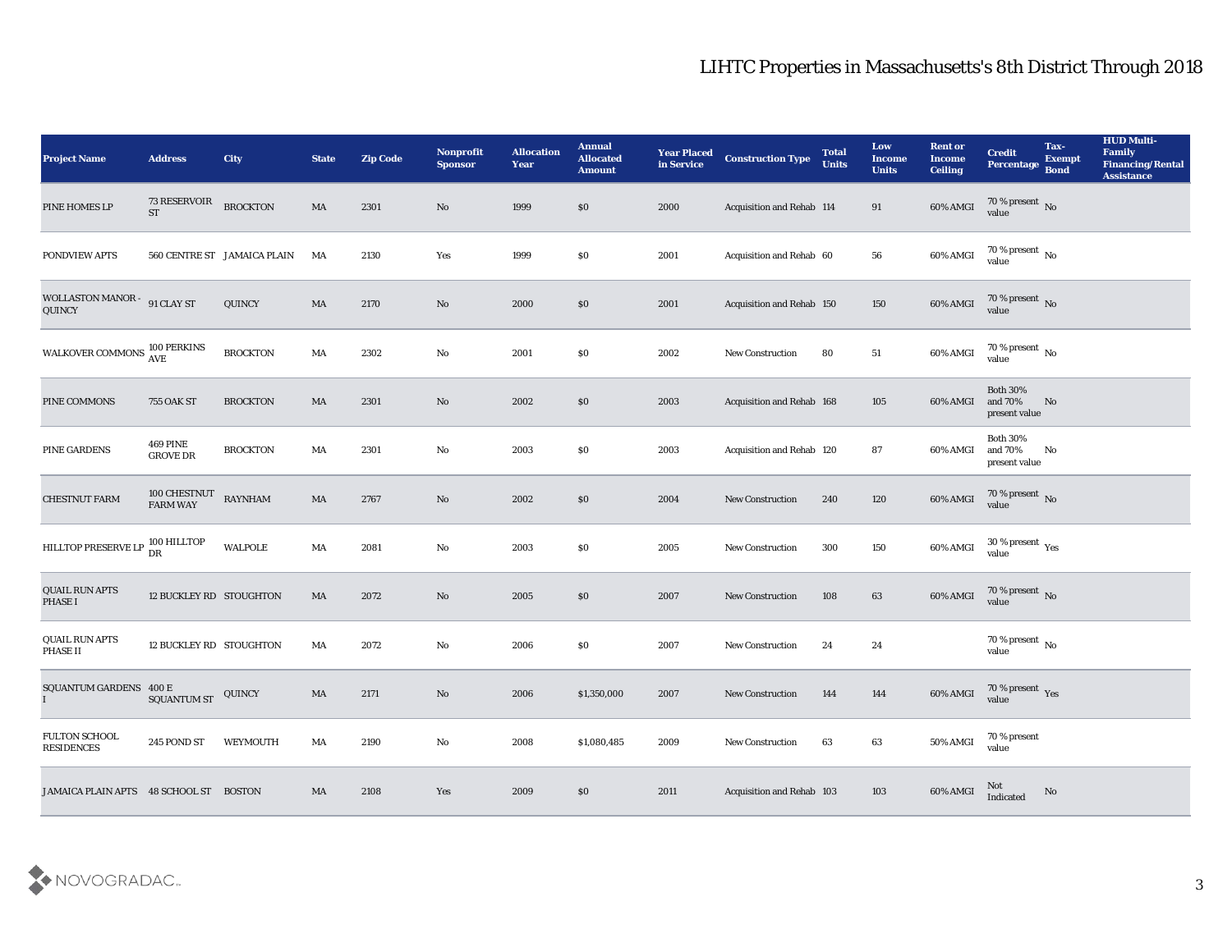# LIHTC Properties in Massachusetts's 8th District Through 2018

| Project Name | Address | City | State | Zip Code | Nonprofit Sponsor | Allocation Year | Annual Allocated Amount | Year Placed in Service | Construction Type | Total Units | Low Income Units | Rent or Income Ceiling | Credit Percentage | Tax-Exempt Bond | HUD Multi-Family Financing/Rental Assistance |
|---|---|---|---|---|---|---|---|---|---|---|---|---|---|---|---|
| PINE HOMES LP | 73 RESERVOIR ST | BROCKTON | MA | 2301 | No | 1999 | $0 | 2000 | Acquisition and Rehab | 114 | 91 | 60% AMGI | 70 % present value | No | |
| PONDVIEW APTS | 560 CENTRE ST | JAMAICA PLAIN | MA | 2130 | Yes | 1999 | $0 | 2001 | Acquisition and Rehab | 60 | 56 | 60% AMGI | 70 % present value | No | |
| WOLLASTON MANOR - QUINCY | 91 CLAY ST | QUINCY | MA | 2170 | No | 2000 | $0 | 2001 | Acquisition and Rehab | 150 | 150 | 60% AMGI | 70 % present value | No | |
| WALKOVER COMMONS | 100 PERKINS AVE | BROCKTON | MA | 2302 | No | 2001 | $0 | 2002 | New Construction | 80 | 51 | 60% AMGI | 70 % present value | No | |
| PINE COMMONS | 755 OAK ST | BROCKTON | MA | 2301 | No | 2002 | $0 | 2003 | Acquisition and Rehab | 168 | 105 | 60% AMGI | Both 30% and 70% present value | No | |
| PINE GARDENS | 469 PINE GROVE DR | BROCKTON | MA | 2301 | No | 2003 | $0 | 2003 | Acquisition and Rehab | 120 | 87 | 60% AMGI | Both 30% and 70% present value | No | |
| CHESTNUT FARM | 100 CHESTNUT FARM WAY | RAYNHAM | MA | 2767 | No | 2002 | $0 | 2004 | New Construction | 240 | 120 | 60% AMGI | 70 % present value | No | |
| HILLTOP PRESERVE LP | 100 HILLTOP DR | WALPOLE | MA | 2081 | No | 2003 | $0 | 2005 | New Construction | 300 | 150 | 60% AMGI | 30 % present value | Yes | |
| QUAIL RUN APTS PHASE I | 12 BUCKLEY RD | STOUGHTON | MA | 2072 | No | 2005 | $0 | 2007 | New Construction | 108 | 63 | 60% AMGI | 70 % present value | No | |
| QUAIL RUN APTS PHASE II | 12 BUCKLEY RD | STOUGHTON | MA | 2072 | No | 2006 | $0 | 2007 | New Construction | 24 | 24 | | 70 % present value | No | |
| SQUANTUM GARDENS I | 400 E SQUANTUM ST | QUINCY | MA | 2171 | No | 2006 | $1,350,000 | 2007 | New Construction | 144 | 144 | 60% AMGI | 70 % present value | Yes | |
| FULTON SCHOOL RESIDENCES | 245 POND ST | WEYMOUTH | MA | 2190 | No | 2008 | $1,080,485 | 2009 | New Construction | 63 | 63 | 50% AMGI | 70 % present value | | |
| JAMAICA PLAIN APTS | 48 SCHOOL ST | BOSTON | MA | 2108 | Yes | 2009 | $0 | 2011 | Acquisition and Rehab | 103 | 103 | 60% AMGI | Not Indicated | No | |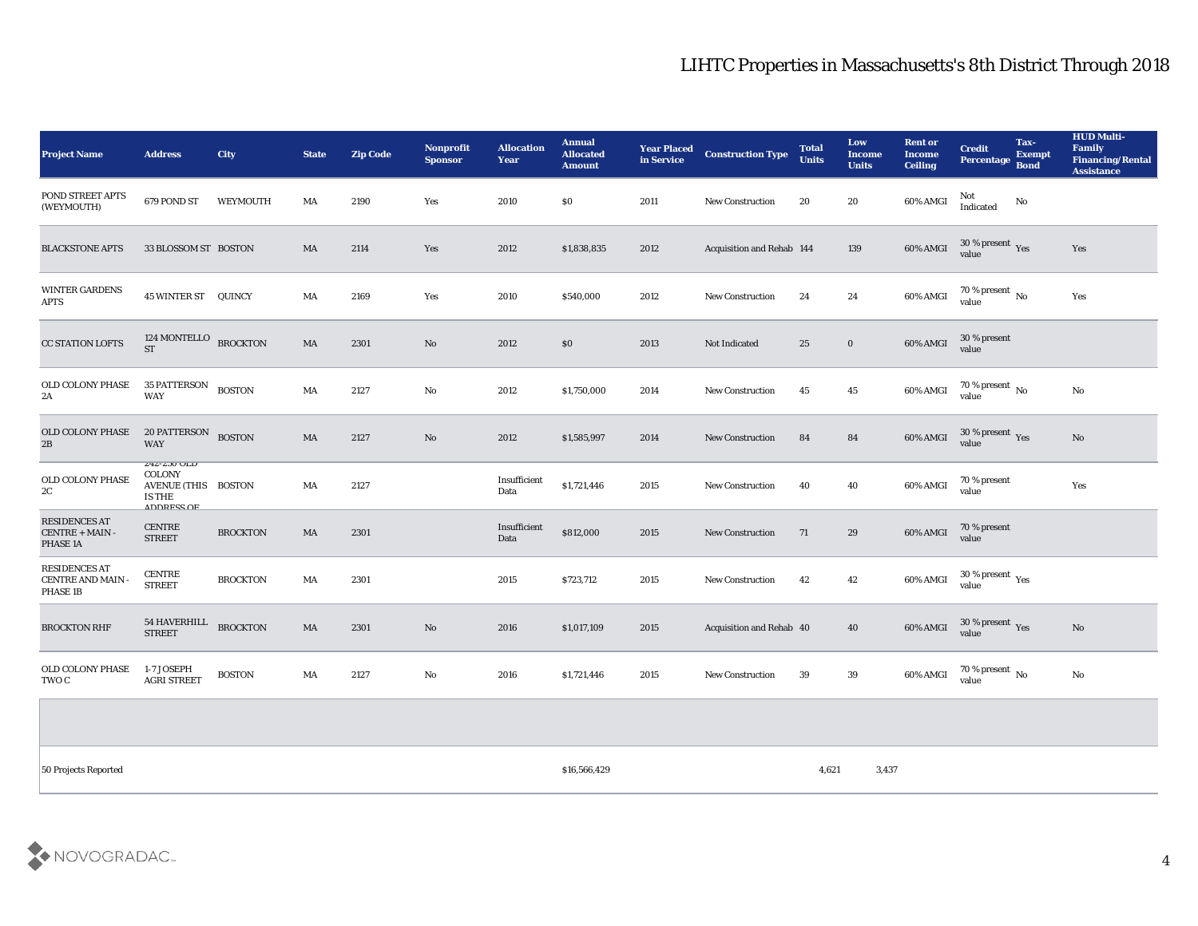# LIHTC Properties in Massachusetts's 8th District Through 2018

| Project Name | Address | City | State | Zip Code | Nonprofit Sponsor | Allocation Year | Annual Allocated Amount | Year Placed in Service | Construction Type | Total Units | Low Income Units | Rent or Income Ceiling | Credit Percentage | Tax-Exempt Bond | HUD Multi-Family Financing/Rental Assistance |
|---|---|---|---|---|---|---|---|---|---|---|---|---|---|---|---|
| POND STREET APTS (WEYMOUTH) | 679 POND ST | WEYMOUTH | MA | 2190 | Yes | 2010 | $0 | 2011 | New Construction | 20 | 20 | 60% AMGI | Not Indicated | No | |
| BLACKSTONE APTS | 33 BLOSSOM ST | BOSTON | MA | 2114 | Yes | 2012 | $1,838,835 | 2012 | Acquisition and Rehab | 144 | 139 | 60% AMGI | 30 % present value | Yes | Yes |
| WINTER GARDENS APTS | 45 WINTER ST | QUINCY | MA | 2169 | Yes | 2010 | $540,000 | 2012 | New Construction | 24 | 24 | 60% AMGI | 70 % present value | No | Yes |
| CC STATION LOFTS | 124 MONTELLO ST | BROCKTON | MA | 2301 | No | 2012 | $0 | 2013 | Not Indicated | 25 | 0 | 60% AMGI | 30 % present value | | |
| OLD COLONY PHASE 2A | 35 PATTERSON WAY | BOSTON | MA | 2127 | No | 2012 | $1,750,000 | 2014 | New Construction | 45 | 45 | 60% AMGI | 70 % present value | No | No |
| OLD COLONY PHASE 2B | 20 PATTERSON WAY | BOSTON | MA | 2127 | No | 2012 | $1,585,997 | 2014 | New Construction | 84 | 84 | 60% AMGI | 30 % present value | Yes | No |
| OLD COLONY PHASE 2C | 242-250 OLD COLONY AVENUE (THIS IS THE ADDRESS OF | BOSTON | MA | 2127 | | Insufficient Data | $1,721,446 | 2015 | New Construction | 40 | 40 | 60% AMGI | 70 % present value | | Yes |
| RESIDENCES AT CENTRE + MAIN - PHASE 1A | CENTRE STREET | BROCKTON | MA | 2301 | | Insufficient Data | $812,000 | 2015 | New Construction | 71 | 29 | 60% AMGI | 70 % present value | | |
| RESIDENCES AT CENTRE AND MAIN - PHASE 1B | CENTRE STREET | BROCKTON | MA | 2301 | | 2015 | $723,712 | 2015 | New Construction | 42 | 42 | 60% AMGI | 30 % present value | Yes | |
| BROCKTON RHF | 54 HAVERHILL STREET | BROCKTON | MA | 2301 | No | 2016 | $1,017,109 | 2015 | Acquisition and Rehab | 40 | 40 | 60% AMGI | 30 % present value | Yes | No |
| OLD COLONY PHASE TWO C | 1-7 JOSEPH AGRI STREET | BOSTON | MA | 2127 | No | 2016 | $1,721,446 | 2015 | New Construction | 39 | 39 | 60% AMGI | 70 % present value | No | No |
| | | | | | | | | | | | | | | | |
| 50 Projects Reported | | | | | | | $16,566,429 | | | 4,621 | 3,437 | | | | |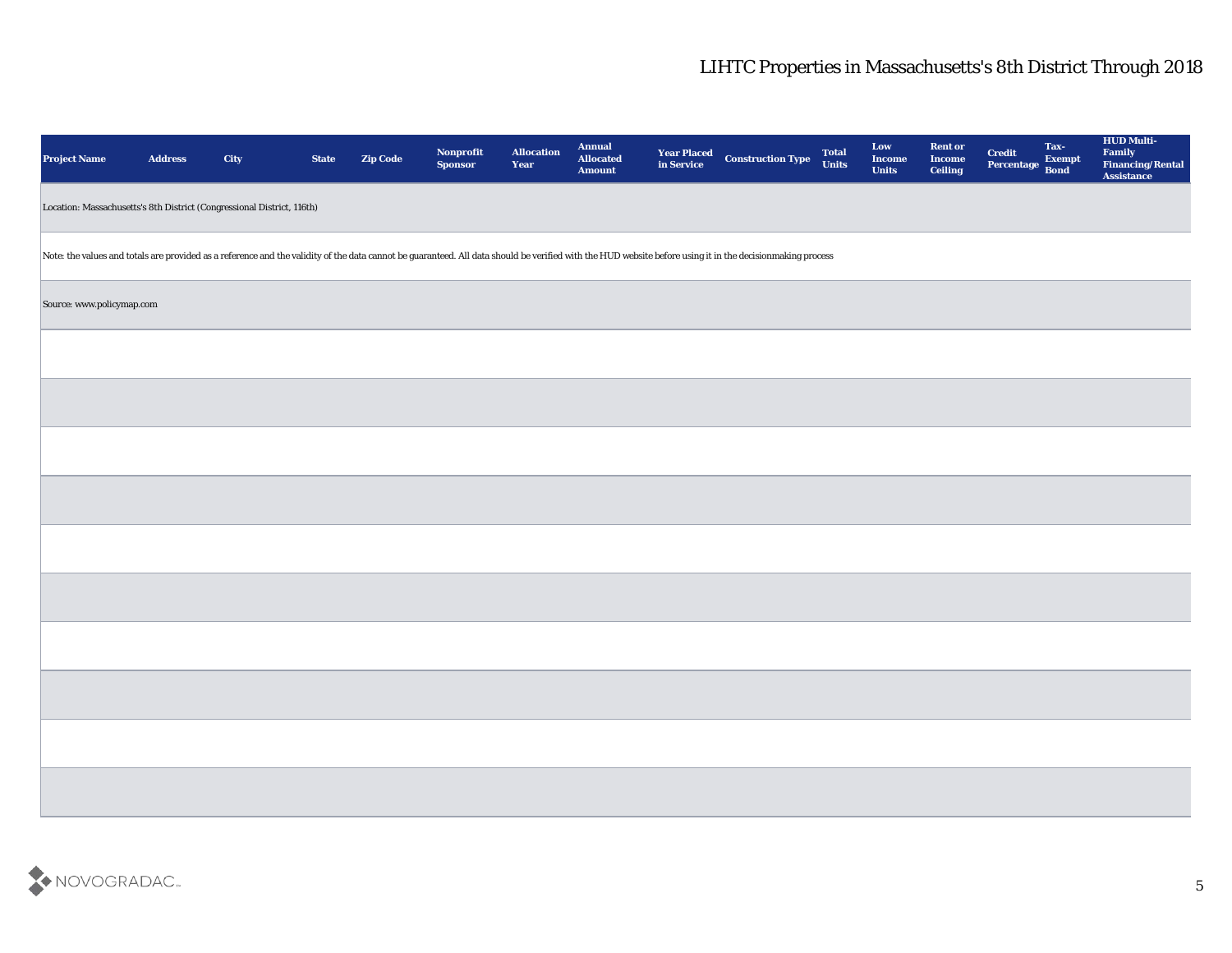| Project Name | Address | City | State | Zip Code | Nonprofit Sponsor | Allocation Year | Annual Allocated Amount | Year Placed in Service | Construction Type | Total Units | Low Income Units | Rent or Income Ceiling | Credit Percentage | Tax-Exempt Bond | HUD Multi-Family Financing/Rental Assistance |
|---|---|---|---|---|---|---|---|---|---|---|---|---|---|---|---|
| Location: Massachusetts's 8th District (Congressional District, 116th) | | | | | | | | | | | | | | | |
| Note: the values and totals are provided as a reference and the validity of the data cannot be guaranteed. All data should be verified with the HUD website before using it in the decisionmaking process | | | | | | | | | | | | | | | |
| Source: www.policymap.com | | | | | | | | | | | | | | | |